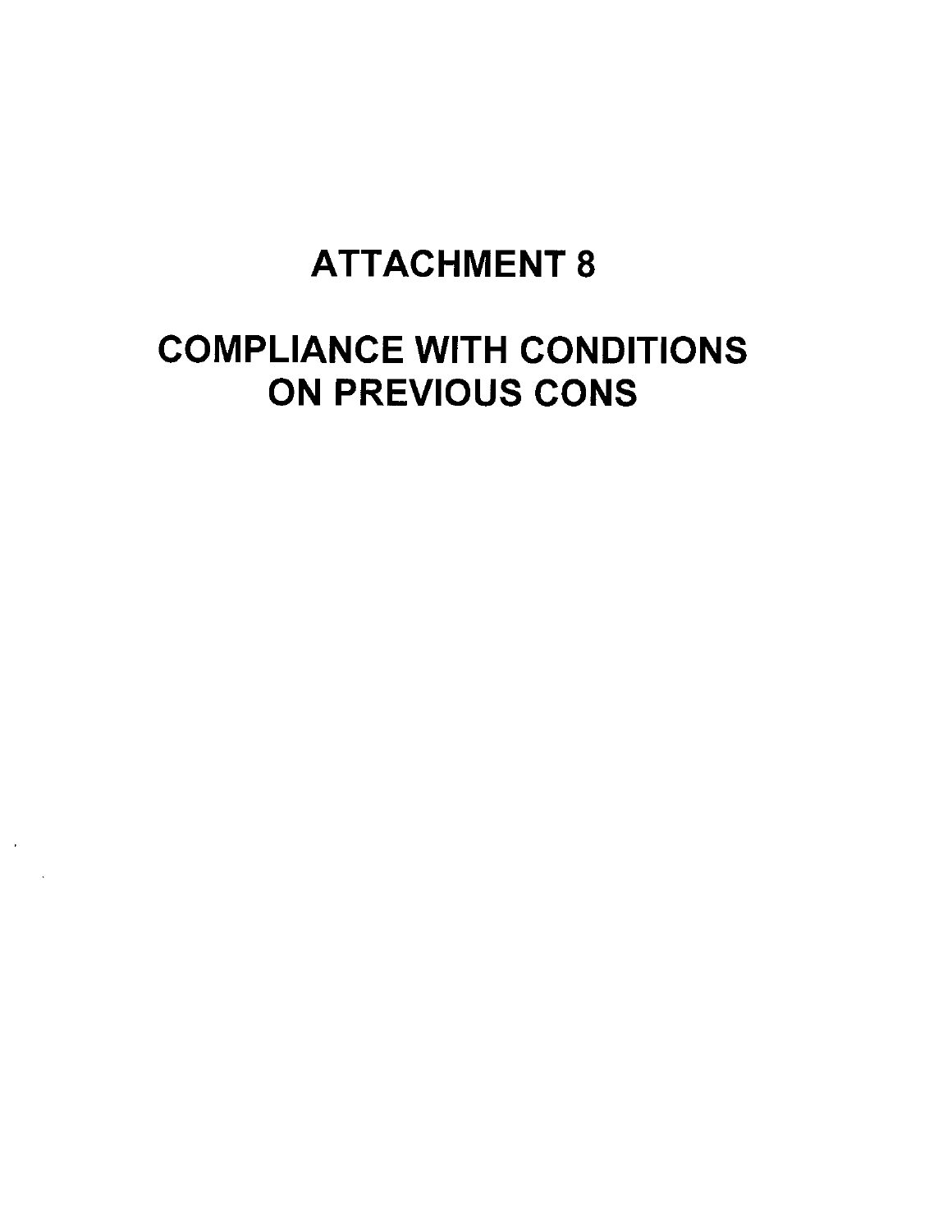# ATTACHMENT 8

# COMPLIANCE WITH CONDITIONS ON PREVIOUS CONS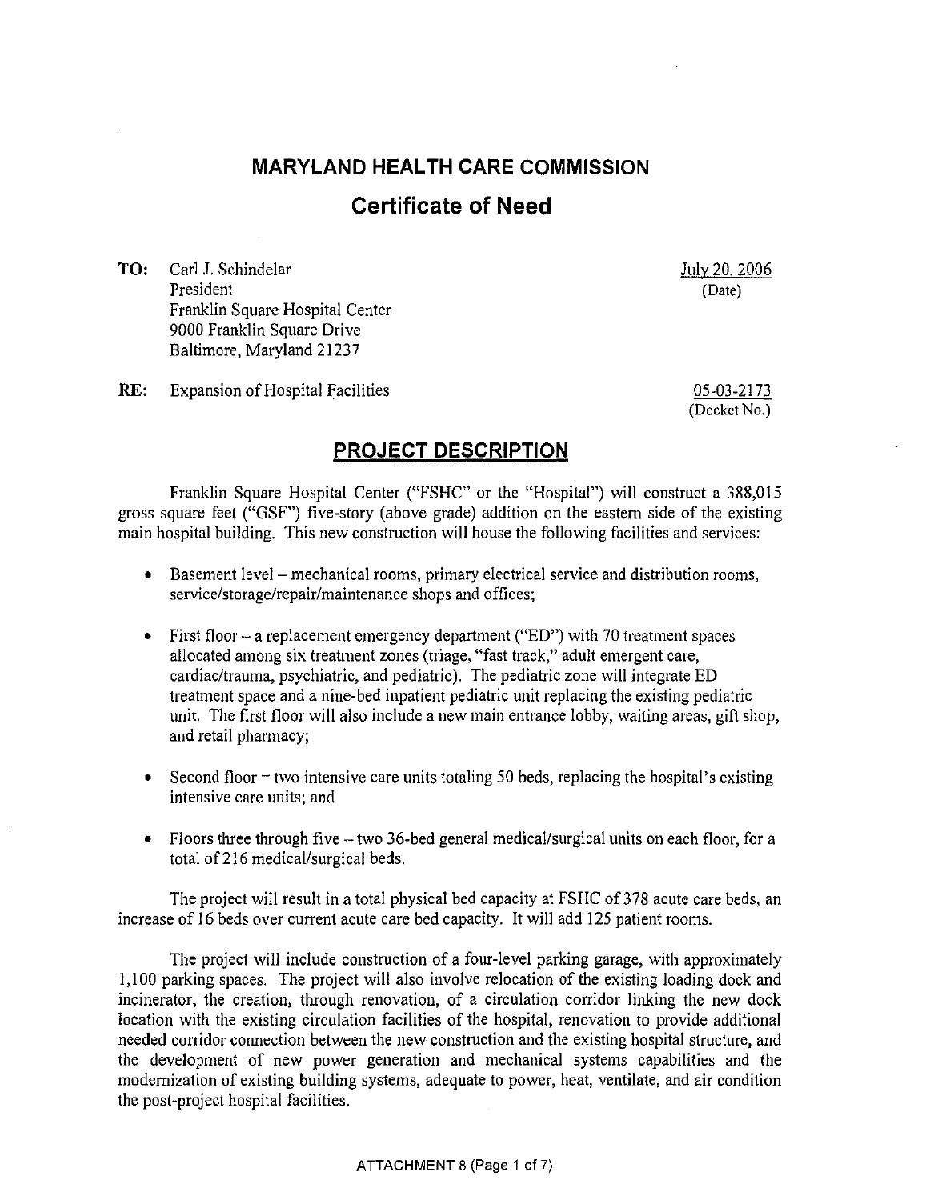## MARYLAND HEALTH CARE COMMISSION

## Certificate of Need

**TO:** Carl J. Schindelar
President
Franklin Square Hospital Center
9000 Franklin Square Drive
Baltimore, Maryland 21237

July 20, 2006
(Date)

**RE:** Expansion of Hospital Facilities

05-03-2173
(Docket No.)

## PROJECT DESCRIPTION

Franklin Square Hospital Center ("FSHC" or the "Hospital") will construct a 388,015 gross square feet ("GSF") five-story (above grade) addition on the eastern side of the existing main hospital building. This new construction will house the following facilities and services:

- Basement level – mechanical rooms, primary electrical service and distribution rooms, service/storage/repair/maintenance shops and offices;
- First floor – a replacement emergency department ("ED") with 70 treatment spaces allocated among six treatment zones (triage, "fast track," adult emergent care, cardiac/trauma, psychiatric, and pediatric). The pediatric zone will integrate ED treatment space and a nine-bed inpatient pediatric unit replacing the existing pediatric unit. The first floor will also include a new main entrance lobby, waiting areas, gift shop, and retail pharmacy;
- Second floor – two intensive care units totaling 50 beds, replacing the hospital's existing intensive care units; and
- Floors three through five – two 36-bed general medical/surgical units on each floor, for a total of 216 medical/surgical beds.

The project will result in a total physical bed capacity at FSHC of 378 acute care beds, an increase of 16 beds over current acute care bed capacity. It will add 125 patient rooms.

The project will include construction of a four-level parking garage, with approximately 1,100 parking spaces. The project will also involve relocation of the existing loading dock and incinerator, the creation, through renovation, of a circulation corridor linking the new dock location with the existing circulation facilities of the hospital, renovation to provide additional needed corridor connection between the new construction and the existing hospital structure, and the development of new power generation and mechanical systems capabilities and the modernization of existing building systems, adequate to power, heat, ventilate, and air condition the post-project hospital facilities.

ATTACHMENT 8 (Page 1 of 7)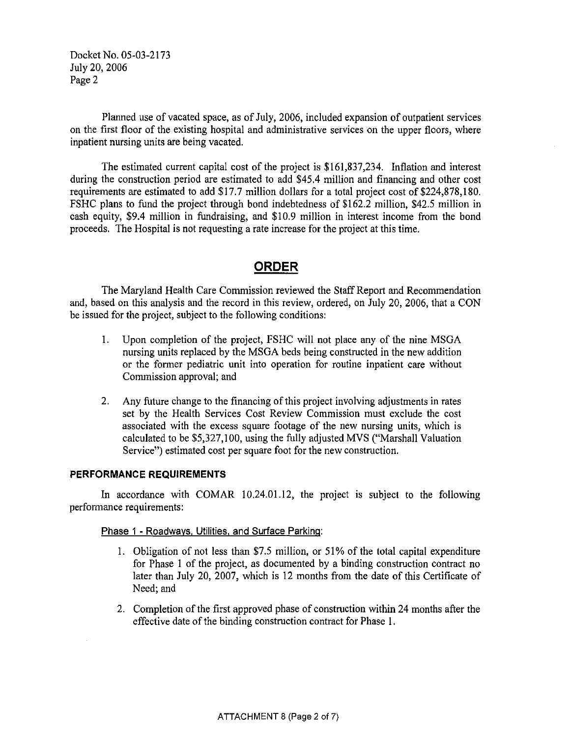Planned use of vacated space, as of July, 2006, included expansion of outpatient services on the first floor of the existing hospital and administrative services on the upper floors, where inpatient nursing units are being vacated.

The estimated current capital cost of the project is $161,837,234. Inflation and interest during the construction period are estimated to add $45.4 million and financing and other cost requirements are estimated to add $17.7 million dollars for a total project cost of $224,878,180. FSHC plans to fund the project through bond indebtedness of $162.2 million, $42.5 million in cash equity, $9.4 million in fundraising, and $10.9 million in interest income from the bond proceeds. The Hospital is not requesting a rate increase for the project at this time.

## ORDER

The Maryland Health Care Commission reviewed the Staff Report and Recommendation and, based on this analysis and the record in this review, ordered, on July 20, 2006, that a CON be issued for the project, subject to the following conditions:

1. Upon completion of the project, FSHC will not place any of the nine MSGA nursing units replaced by the MSGA beds being constructed in the new addition or the former pediatric unit into operation for routine inpatient care without Commission approval; and

2. Any future change to the financing of this project involving adjustments in rates set by the Health Services Cost Review Commission must exclude the cost associated with the excess square footage of the new nursing units, which is calculated to be $5,327,100, using the fully adjusted MVS ("Marshall Valuation Service") estimated cost per square foot for the new construction.

### PERFORMANCE REQUIREMENTS

In accordance with COMAR 10.24.01.12, the project is subject to the following performance requirements:

Phase 1 - Roadways, Utilities, and Surface Parking:

1. Obligation of not less than $7.5 million, or 51% of the total capital expenditure for Phase 1 of the project, as documented by a binding construction contract no later than July 20, 2007, which is 12 months from the date of this Certificate of Need; and

2. Completion of the first approved phase of construction within 24 months after the effective date of the binding construction contract for Phase 1.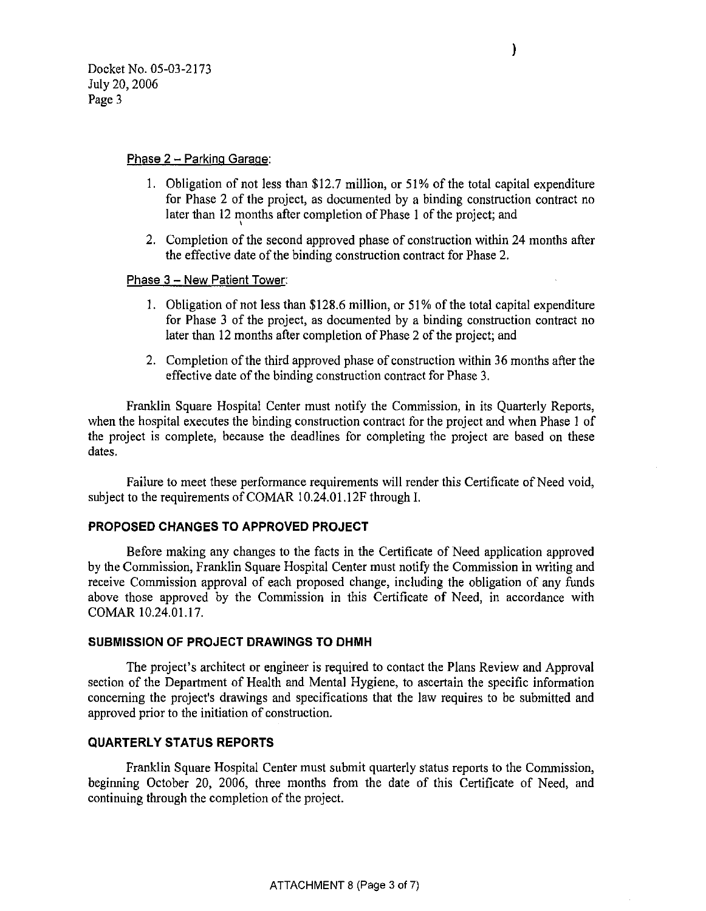Phase 2 – Parking Garage:

1. Obligation of not less than $12.7 million, or 51% of the total capital expenditure for Phase 2 of the project, as documented by a binding construction contract no later than 12 months after completion of Phase 1 of the project; and
2. Completion of the second approved phase of construction within 24 months after the effective date of the binding construction contract for Phase 2.

Phase 3 – New Patient Tower:

1. Obligation of not less than $128.6 million, or 51% of the total capital expenditure for Phase 3 of the project, as documented by a binding construction contract no later than 12 months after completion of Phase 2 of the project; and
2. Completion of the third approved phase of construction within 36 months after the effective date of the binding construction contract for Phase 3.

Franklin Square Hospital Center must notify the Commission, in its Quarterly Reports, when the hospital executes the binding construction contract for the project and when Phase 1 of the project is complete, because the deadlines for completing the project are based on these dates.

Failure to meet these performance requirements will render this Certificate of Need void, subject to the requirements of COMAR 10.24.01.12F through I.

### PROPOSED CHANGES TO APPROVED PROJECT

Before making any changes to the facts in the Certificate of Need application approved by the Commission, Franklin Square Hospital Center must notify the Commission in writing and receive Commission approval of each proposed change, including the obligation of any funds above those approved by the Commission in this Certificate of Need, in accordance with COMAR 10.24.01.17.

### SUBMISSION OF PROJECT DRAWINGS TO DHMH

The project's architect or engineer is required to contact the Plans Review and Approval section of the Department of Health and Mental Hygiene, to ascertain the specific information concerning the project's drawings and specifications that the law requires to be submitted and approved prior to the initiation of construction.

### QUARTERLY STATUS REPORTS

Franklin Square Hospital Center must submit quarterly status reports to the Commission, beginning October 20, 2006, three months from the date of this Certificate of Need, and continuing through the completion of the project.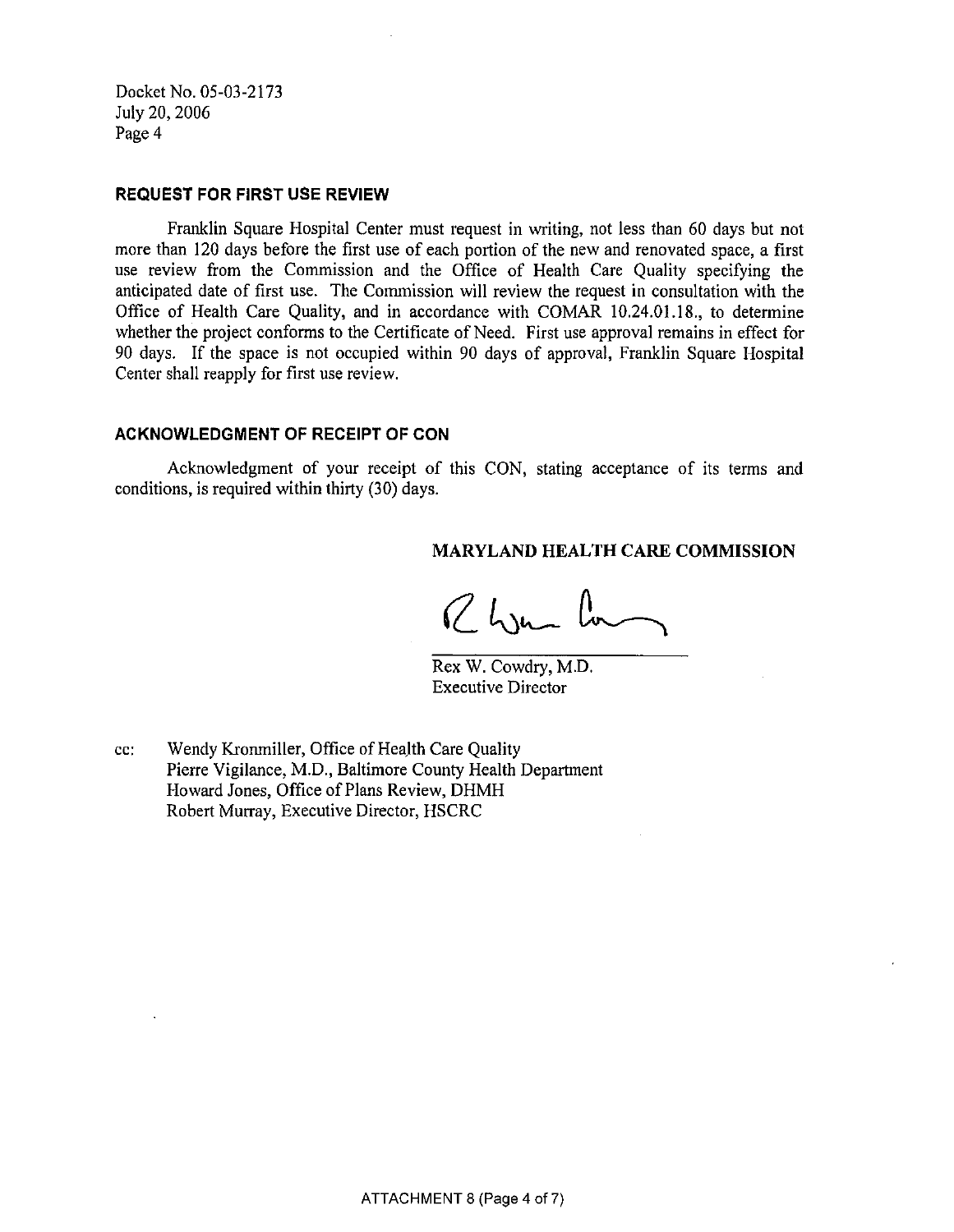Docket No. 05-03-2173
July 20, 2006
Page 4

**REQUEST FOR FIRST USE REVIEW**

Franklin Square Hospital Center must request in writing, not less than 60 days but not more than 120 days before the first use of each portion of the new and renovated space, a first use review from the Commission and the Office of Health Care Quality specifying the anticipated date of first use. The Commission will review the request in consultation with the Office of Health Care Quality, and in accordance with COMAR 10.24.01.18., to determine whether the project conforms to the Certificate of Need. First use approval remains in effect for 90 days. If the space is not occupied within 90 days of approval, Franklin Square Hospital Center shall reapply for first use review.

**ACKNOWLEDGMENT OF RECEIPT OF CON**

Acknowledgment of your receipt of this CON, stating acceptance of its terms and conditions, is required within thirty (30) days.

**MARYLAND HEALTH CARE COMMISSION**

Rex W. Cowdry, M.D.
Executive Director

cc: Wendy Kronmiller, Office of Health Care Quality
Pierre Vigilance, M.D., Baltimore County Health Department
Howard Jones, Office of Plans Review, DHMH
Robert Murray, Executive Director, HSCRC

ATTACHMENT 8 (Page 4 of 7)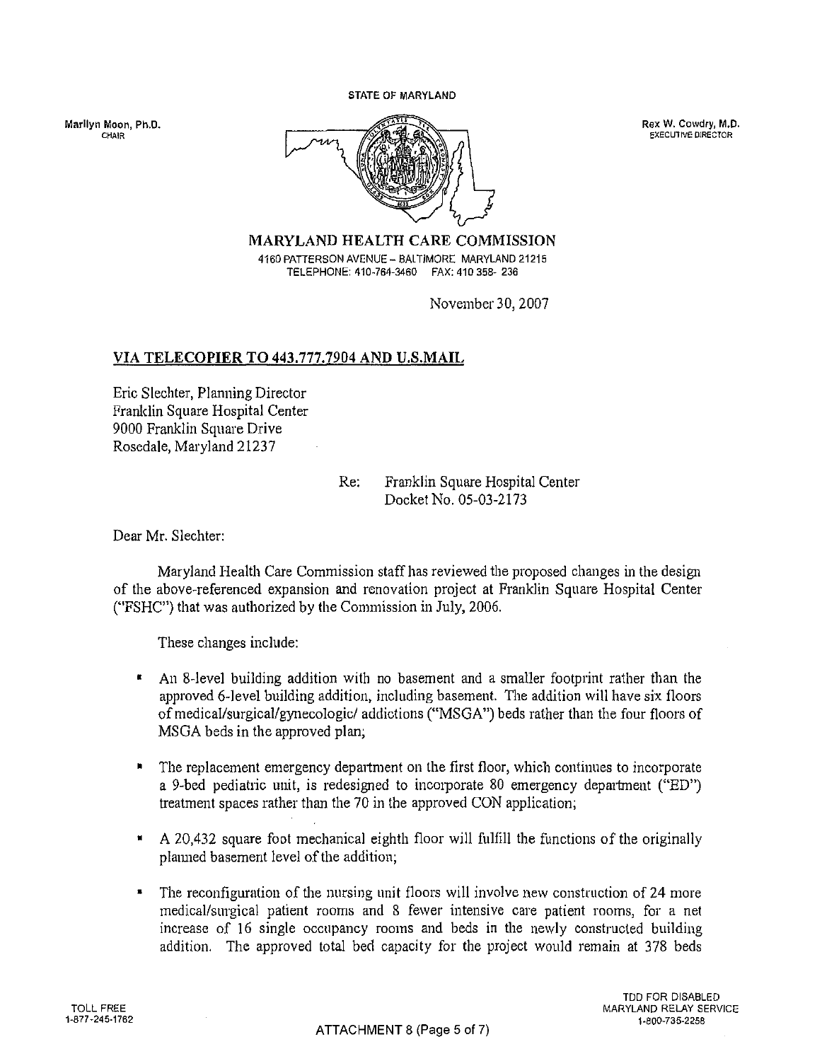STATE OF MARYLAND

Marilyn Moon, Ph.D.
CHAIR

Rex W. Cowdry, M.D.
EXECUTIVE DIRECTOR

# MARYLAND HEALTH CARE COMMISSION

4160 PATTERSON AVENUE – BALTIMORE MARYLAND 21215
TELEPHONE: 410-764-3460 FAX: 410 358- 236

November 30, 2007

**VIA TELECOPIER TO 443.777.7904 AND U.S.MAIL**

Eric Slechter, Planning Director
Franklin Square Hospital Center
9000 Franklin Square Drive
Rosedale, Maryland 21237

Re: Franklin Square Hospital Center
Docket No. 05-03-2173

Dear Mr. Slechter:

Maryland Health Care Commission staff has reviewed the proposed changes in the design of the above-referenced expansion and renovation project at Franklin Square Hospital Center ("FSHC") that was authorized by the Commission in July, 2006.

These changes include:

- An 8-level building addition with no basement and a smaller footprint rather than the approved 6-level building addition, including basement. The addition will have six floors of medical/surgical/gynecologic/ addictions ("MSGA") beds rather than the four floors of MSGA beds in the approved plan;
- The replacement emergency department on the first floor, which continues to incorporate a 9-bed pediatric unit, is redesigned to incorporate 80 emergency department ("ED") treatment spaces rather than the 70 in the approved CON application;
- A 20,432 square foot mechanical eighth floor will fulfill the functions of the originally planned basement level of the addition;
- The reconfiguration of the nursing unit floors will involve new construction of 24 more medical/surgical patient rooms and 8 fewer intensive care patient rooms, for a net increase of 16 single occupancy rooms and beds in the newly constructed building addition. The approved total bed capacity for the project would remain at 378 beds

TOLL FREE
1-877-245-1762

TDD FOR DISABLED
MARYLAND RELAY SERVICE
1-800-735-2258

ATTACHMENT 8 (Page 5 of 7)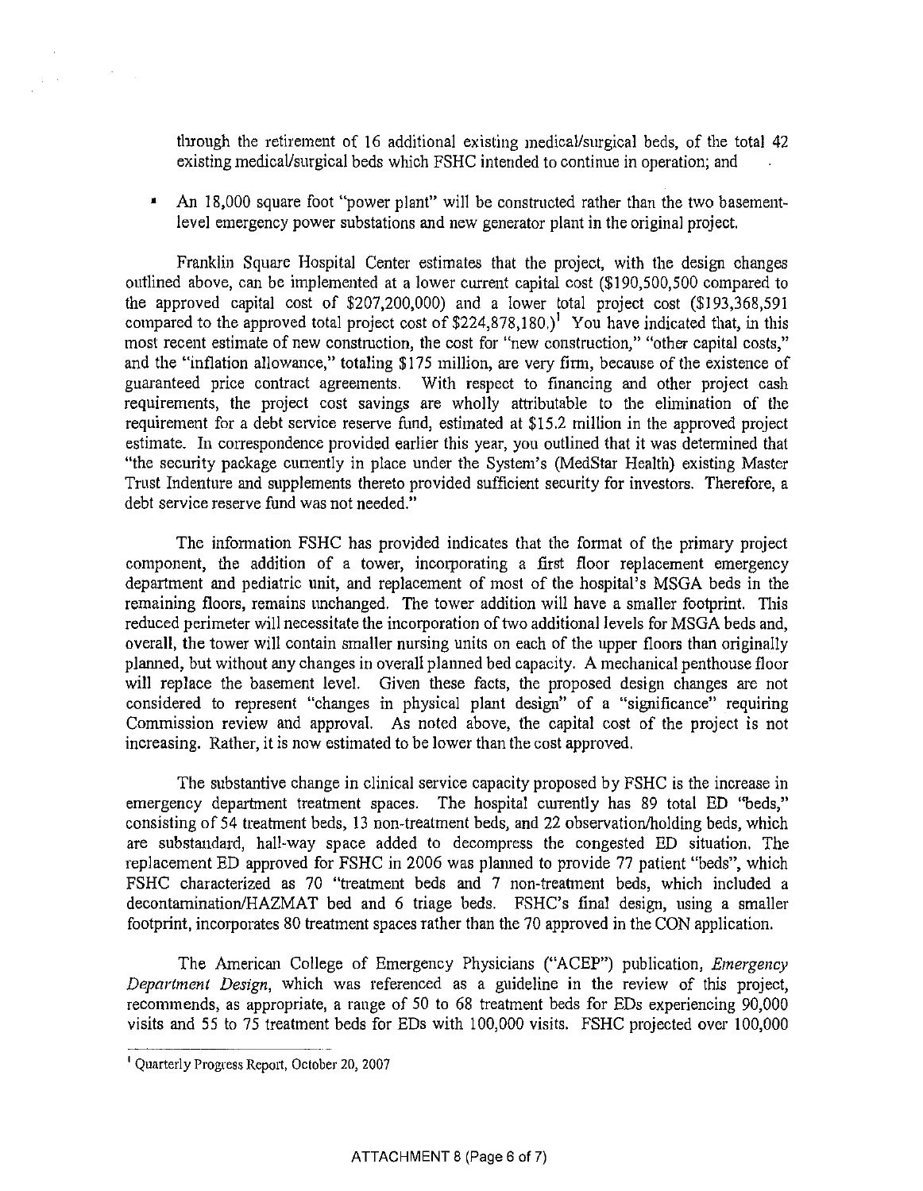through the retirement of 16 additional existing medical/surgical beds, of the total 42 existing medical/surgical beds which FSHC intended to continue in operation; and

- An 18,000 square foot "power plant" will be constructed rather than the two basement-level emergency power substations and new generator plant in the original project.

Franklin Square Hospital Center estimates that the project, with the design changes outlined above, can be implemented at a lower current capital cost ($190,500,500 compared to the approved capital cost of $207,200,000) and a lower total project cost ($193,368,591 compared to the approved total project cost of $224,878,180.)[1] You have indicated that, in this most recent estimate of new construction, the cost for "new construction," "other capital costs," and the "inflation allowance," totaling $175 million, are very firm, because of the existence of guaranteed price contract agreements. With respect to financing and other project cash requirements, the project cost savings are wholly attributable to the elimination of the requirement for a debt service reserve fund, estimated at $15.2 million in the approved project estimate. In correspondence provided earlier this year, you outlined that it was determined that "the security package currently in place under the System's (MedStar Health) existing Master Trust Indenture and supplements thereto provided sufficient security for investors. Therefore, a debt service reserve fund was not needed."

The information FSHC has provided indicates that the format of the primary project component, the addition of a tower, incorporating a first floor replacement emergency department and pediatric unit, and replacement of most of the hospital's MSGA beds in the remaining floors, remains unchanged. The tower addition will have a smaller footprint. This reduced perimeter will necessitate the incorporation of two additional levels for MSGA beds and, overall, the tower will contain smaller nursing units on each of the upper floors than originally planned, but without any changes in overall planned bed capacity. A mechanical penthouse floor will replace the basement level. Given these facts, the proposed design changes are not considered to represent "changes in physical plant design" of a "significance" requiring Commission review and approval. As noted above, the capital cost of the project is not increasing. Rather, it is now estimated to be lower than the cost approved.

The substantive change in clinical service capacity proposed by FSHC is the increase in emergency department treatment spaces. The hospital currently has 89 total ED "beds," consisting of 54 treatment beds, 13 non-treatment beds, and 22 observation/holding beds, which are substandard, hall-way space added to decompress the congested ED situation. The replacement ED approved for FSHC in 2006 was planned to provide 77 patient "beds", which FSHC characterized as 70 "treatment beds and 7 non-treatment beds, which included a decontamination/HAZMAT bed and 6 triage beds. FSHC's final design, using a smaller footprint, incorporates 80 treatment spaces rather than the 70 approved in the CON application.

The American College of Emergency Physicians ("ACEP") publication, *Emergency Department Design*, which was referenced as a guideline in the review of this project, recommends, as appropriate, a range of 50 to 68 treatment beds for EDs experiencing 90,000 visits and 55 to 75 treatment beds for EDs with 100,000 visits. FSHC projected over 100,000

[1] Quarterly Progress Report, October 20, 2007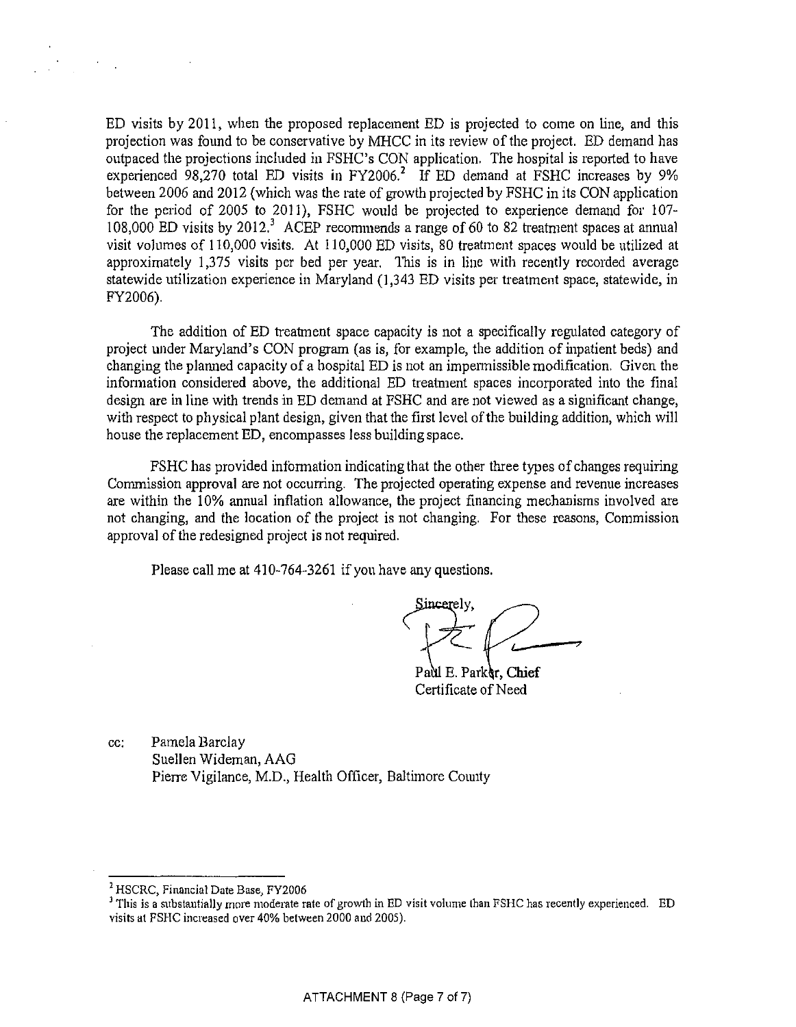ED visits by 2011, when the proposed replacement ED is projected to come on line, and this projection was found to be conservative by MHCC in its review of the project. ED demand has outpaced the projections included in FSHC's CON application. The hospital is reported to have experienced 98,270 total ED visits in FY2006.[2] If ED demand at FSHC increases by 9% between 2006 and 2012 (which was the rate of growth projected by FSHC in its CON application for the period of 2005 to 2011), FSHC would be projected to experience demand for 107-108,000 ED visits by 2012.[3] ACEP recommends a range of 60 to 82 treatment spaces at annual visit volumes of 110,000 visits. At 110,000 ED visits, 80 treatment spaces would be utilized at approximately 1,375 visits per bed per year. This is in line with recently recorded average statewide utilization experience in Maryland (1,343 ED visits per treatment space, statewide, in FY2006).

The addition of ED treatment space capacity is not a specifically regulated category of project under Maryland's CON program (as is, for example, the addition of inpatient beds) and changing the planned capacity of a hospital ED is not an impermissible modification. Given the information considered above, the additional ED treatment spaces incorporated into the final design are in line with trends in ED demand at FSHC and are not viewed as a significant change, with respect to physical plant design, given that the first level of the building addition, which will house the replacement ED, encompasses less building space.

FSHC has provided information indicating that the other three types of changes requiring Commission approval are not occurring. The projected operating expense and revenue increases are within the 10% annual inflation allowance, the project financing mechanisms involved are not changing, and the location of the project is not changing. For these reasons, Commission approval of the redesigned project is not required.

Please call me at 410-764-3261 if you have any questions.

Sincerely,

Paul E. Parker, **Chief**
Certificate of Need

cc: Pamela Barclay
Suellen Wideman, AAG
Pierre Vigilance, M.D., Health Officer, Baltimore County

---

[2] HSCRC, Financial Date Base, FY2006

[3] This is a substantially more moderate rate of growth in ED visit volume than FSHC has recently experienced. ED visits at FSHC increased over 40% between 2000 and 2005).

ATTACHMENT 8 (Page 7 of 7)